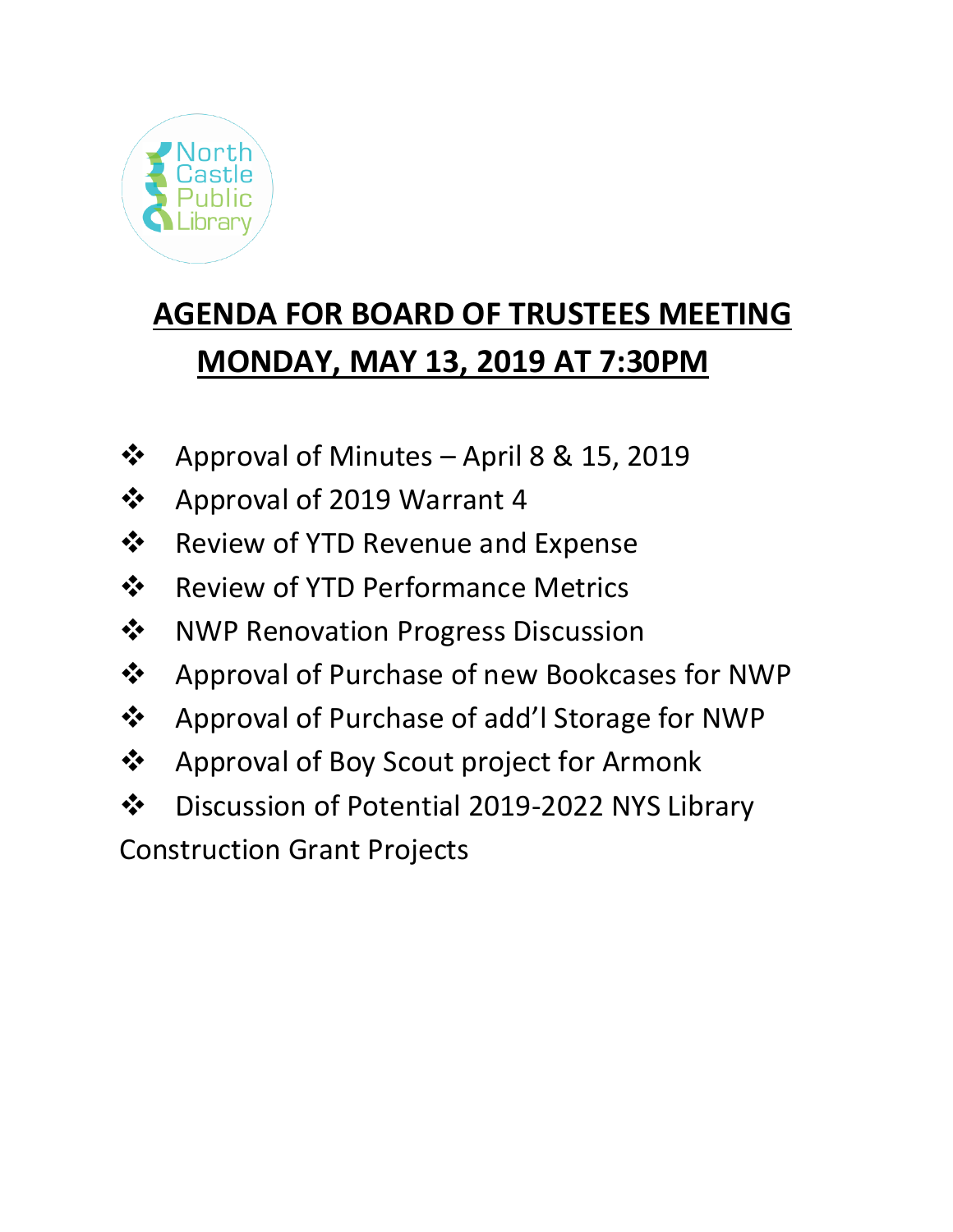North Castle Public Library

# AGENDA FOR BOARD OF TRUSTEES MEETING

## MONDAY, MAY 13, 2019 AT 7:30PM

- Approval of Minutes – April 8 & 15, 2019
- Approval of 2019 Warrant 4
- Review of YTD Revenue and Expense
- Review of YTD Performance Metrics
- NWP Renovation Progress Discussion
- Approval of Purchase of new Bookcases for NWP
- Approval of Purchase of add'l Storage for NWP
- Approval of Boy Scout project for Armonk
- Discussion of Potential 2019-2022 NYS Library Construction Grant Projects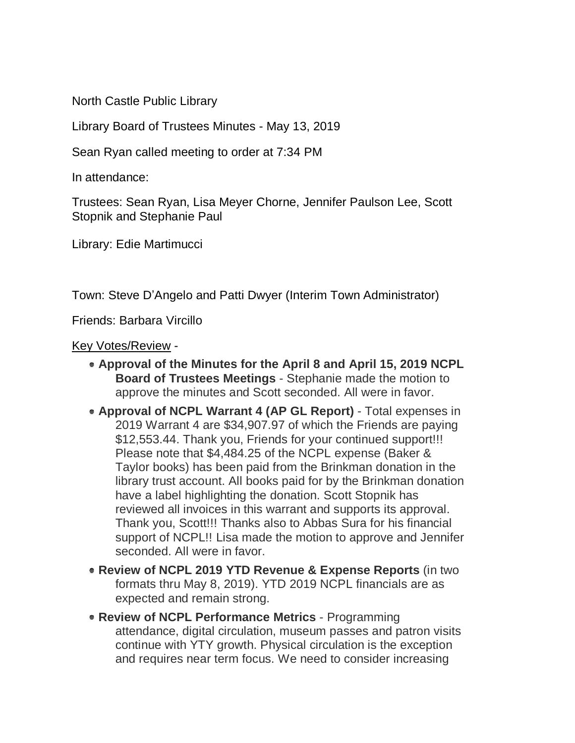North Castle Public Library

Library Board of Trustees Minutes - May 13, 2019

Sean Ryan called meeting to order at 7:34 PM

In attendance:

Trustees: Sean Ryan, Lisa Meyer Chorne, Jennifer Paulson Lee, Scott Stopnik and Stephanie Paul

Library: Edie Martimucci

Town: Steve D'Angelo and Patti Dwyer (Interim Town Administrator)

Friends: Barbara Vircillo

Key Votes/Review -

- **Approval of the Minutes for the April 8 and April 15, 2019 NCPL Board of Trustees Meetings** - Stephanie made the motion to approve the minutes and Scott seconded. All were in favor.
- **Approval of NCPL Warrant 4 (AP GL Report)** - Total expenses in 2019 Warrant 4 are $34,907.97 of which the Friends are paying $12,553.44. Thank you, Friends for your continued support!!! Please note that $4,484.25 of the NCPL expense (Baker & Taylor books) has been paid from the Brinkman donation in the library trust account. All books paid for by the Brinkman donation have a label highlighting the donation. Scott Stopnik has reviewed all invoices in this warrant and supports its approval. Thank you, Scott!!! Thanks also to Abbas Sura for his financial support of NCPL!! Lisa made the motion to approve and Jennifer seconded. All were in favor.
- **Review of NCPL 2019 YTD Revenue & Expense Reports** (in two formats thru May 8, 2019). YTD 2019 NCPL financials are as expected and remain strong.
- **Review of NCPL Performance Metrics** - Programming attendance, digital circulation, museum passes and patron visits continue with YTY growth. Physical circulation is the exception and requires near term focus. We need to consider increasing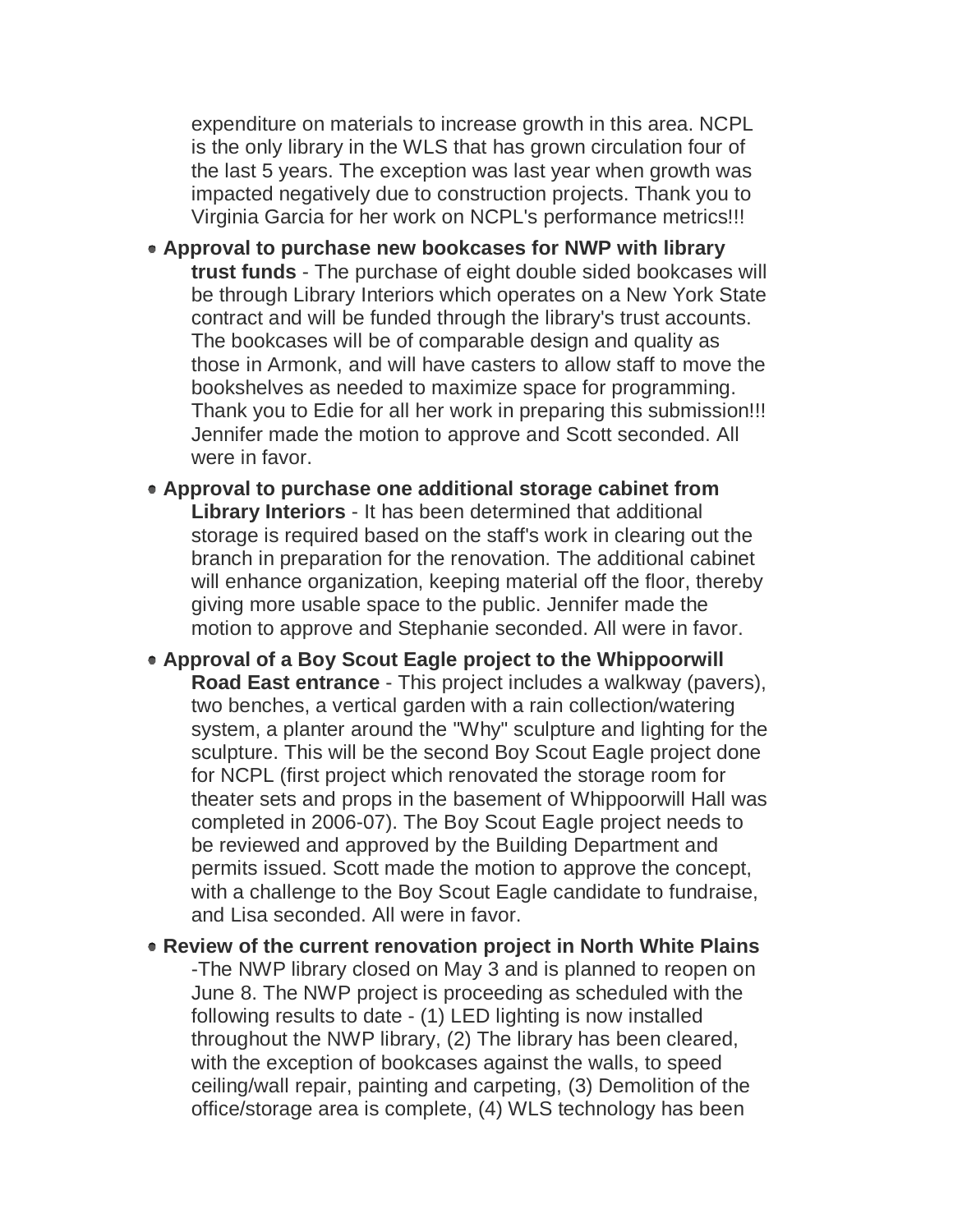expenditure on materials to increase growth in this area. NCPL is the only library in the WLS that has grown circulation four of the last 5 years. The exception was last year when growth was impacted negatively due to construction projects. Thank you to Virginia Garcia for her work on NCPL's performance metrics!!!

- **Approval to purchase new bookcases for NWP with library trust funds** - The purchase of eight double sided bookcases will be through Library Interiors which operates on a New York State contract and will be funded through the library's trust accounts. The bookcases will be of comparable design and quality as those in Armonk, and will have casters to allow staff to move the bookshelves as needed to maximize space for programming. Thank you to Edie for all her work in preparing this submission!!! Jennifer made the motion to approve and Scott seconded. All were in favor.
- **Approval to purchase one additional storage cabinet from Library Interiors** - It has been determined that additional storage is required based on the staff's work in clearing out the branch in preparation for the renovation. The additional cabinet will enhance organization, keeping material off the floor, thereby giving more usable space to the public. Jennifer made the motion to approve and Stephanie seconded. All were in favor.
- **Approval of a Boy Scout Eagle project to the Whippoorwill Road East entrance** - This project includes a walkway (pavers), two benches, a vertical garden with a rain collection/watering system, a planter around the "Why" sculpture and lighting for the sculpture. This will be the second Boy Scout Eagle project done for NCPL (first project which renovated the storage room for theater sets and props in the basement of Whippoorwill Hall was completed in 2006-07). The Boy Scout Eagle project needs to be reviewed and approved by the Building Department and permits issued. Scott made the motion to approve the concept, with a challenge to the Boy Scout Eagle candidate to fundraise, and Lisa seconded. All were in favor.
- **Review of the current renovation project in North White Plains** -The NWP library closed on May 3 and is planned to reopen on June 8. The NWP project is proceeding as scheduled with the following results to date - (1) LED lighting is now installed throughout the NWP library, (2) The library has been cleared, with the exception of bookcases against the walls, to speed ceiling/wall repair, painting and carpeting, (3) Demolition of the office/storage area is complete, (4) WLS technology has been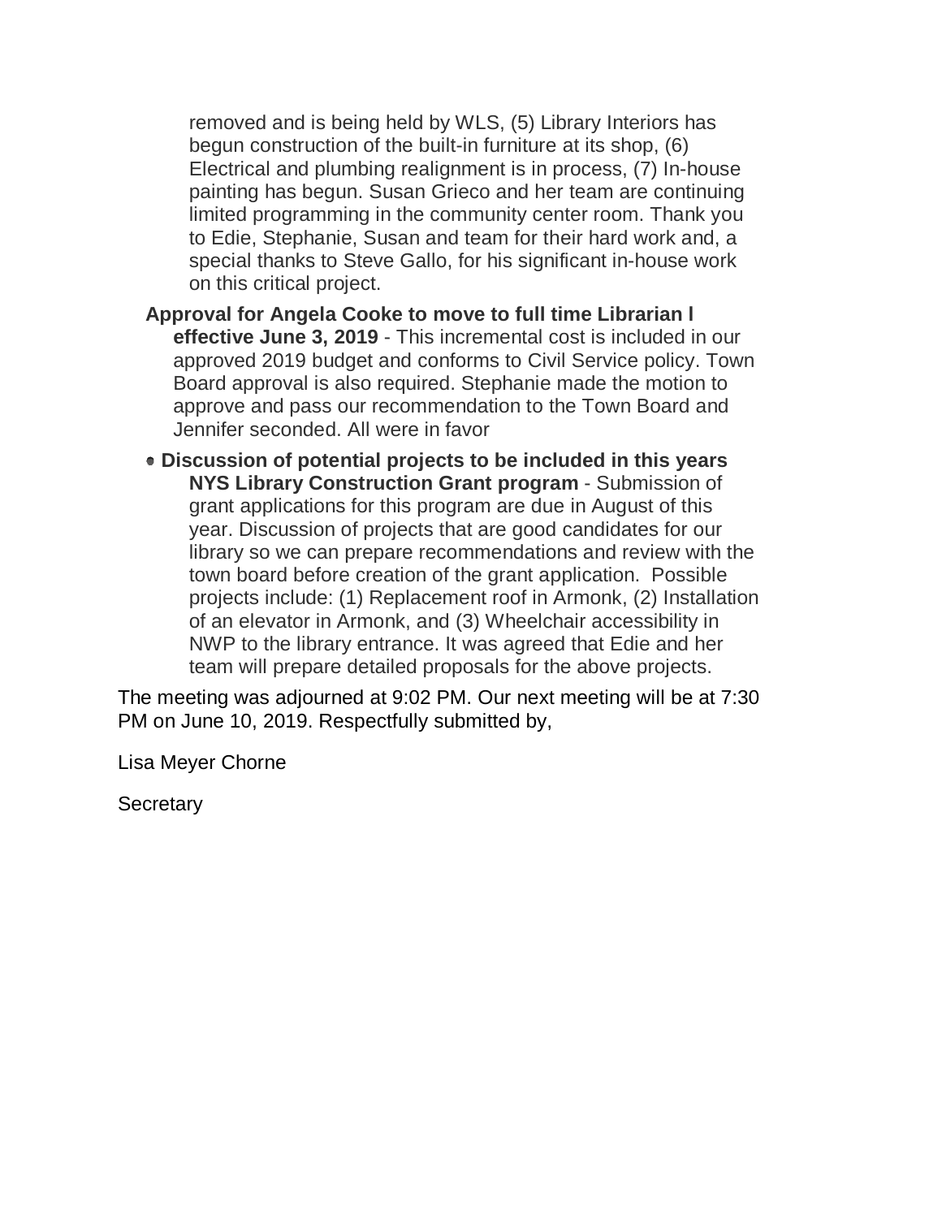removed and is being held by WLS, (5) Library Interiors has begun construction of the built-in furniture at its shop, (6) Electrical and plumbing realignment is in process, (7) In-house painting has begun. Susan Grieco and her team are continuing limited programming in the community center room. Thank you to Edie, Stephanie, Susan and team for their hard work and, a special thanks to Steve Gallo, for his significant in-house work on this critical project.

- **Approval for Angela Cooke to move to full time Librarian I effective June 3, 2019** - This incremental cost is included in our approved 2019 budget and conforms to Civil Service policy. Town Board approval is also required. Stephanie made the motion to approve and pass our recommendation to the Town Board and Jennifer seconded. All were in favor
- **Discussion of potential projects to be included in this years NYS Library Construction Grant program** - Submission of grant applications for this program are due in August of this year. Discussion of projects that are good candidates for our library so we can prepare recommendations and review with the town board before creation of the grant application. Possible projects include: (1) Replacement roof in Armonk, (2) Installation of an elevator in Armonk, and (3) Wheelchair accessibility in NWP to the library entrance. It was agreed that Edie and her team will prepare detailed proposals for the above projects.

The meeting was adjourned at 9:02 PM. Our next meeting will be at 7:30 PM on June 10, 2019. Respectfully submitted by,

Lisa Meyer Chorne

Secretary